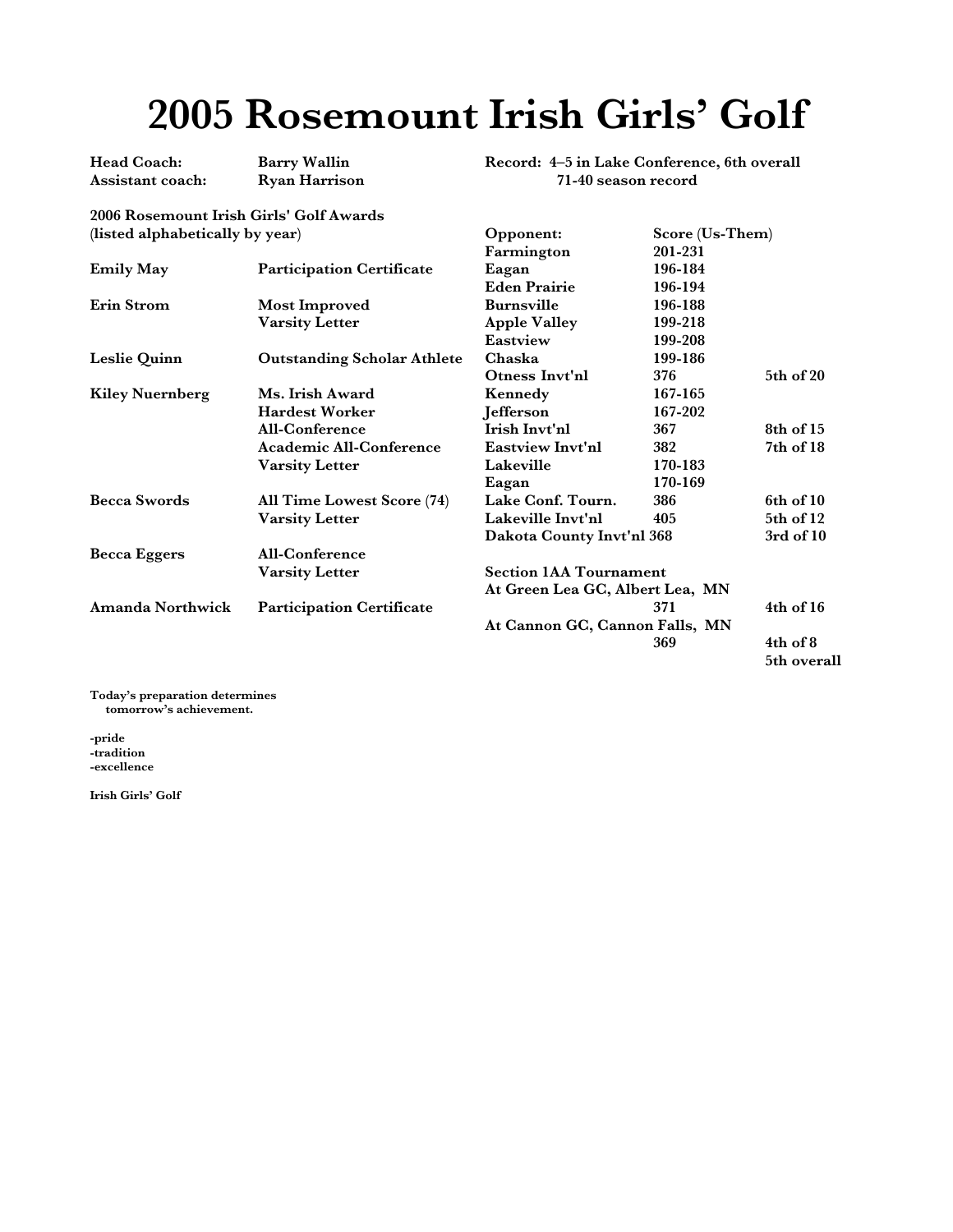# 2005 Rosemount Irish Girls' Golf

| | |
|---|---|
| **Head Coach:** | **Barry Wallin** |
| **Assistant coach:** | **Ryan Harrison** |

**Record: 4–5 in Lake Conference, 6th overall**
**71-40 season record**

**2006 Rosemount Irish Girls' Golf Awards**
**(listed alphabetically by year)**

| Name | Award |
|---|---|
| **Emily May** | **Participation Certificate** |
| **Erin Strom** | **Most Improved** |
| | **Varsity Letter** |
| **Leslie Quinn** | **Outstanding Scholar Athlete** |
| **Kiley Nuernberg** | **Ms. Irish Award** |
| | **Hardest Worker** |
| | **All-Conference** |
| | **Academic All-Conference** |
| | **Varsity Letter** |
| **Becca Swords** | **All Time Lowest Score (74)** |
| | **Varsity Letter** |
| **Becca Eggers** | **All-Conference** |
| | **Varsity Letter** |
| **Amanda Northwick** | **Participation Certificate** |

| Opponent: | Score (Us-Them) | |
|---|---|---|
| **Farmington** | **201-231** | |
| **Eagan** | **196-184** | |
| **Eden Prairie** | **196-194** | |
| **Burnsville** | **196-188** | |
| **Apple Valley** | **199-218** | |
| **Eastview** | **199-208** | |
| **Chaska** | **199-186** | |
| **Otness Invt'nl** | **376** | **5th of 20** |
| **Kennedy** | **167-165** | |
| **Jefferson** | **167-202** | |
| **Irish Invt'nl** | **367** | **8th of 15** |
| **Eastview Invt'nl** | **382** | **7th of 18** |
| **Lakeville** | **170-183** | |
| **Eagan** | **170-169** | |
| **Lake Conf. Tourn.** | **386** | **6th of 10** |
| **Lakeville Invt'nl** | **405** | **5th of 12** |
| **Dakota County Invt'nl** | **368** | **3rd of 10** |
| **Section 1AA Tournament** | | |
| **At Green Lea GC, Albert Lea, MN** | | |
| | **371** | **4th of 16** |
| **At Cannon GC, Cannon Falls, MN** | | |
| | **369** | **4th of 8** |
| | | **5th overall** |

**Today's preparation determines**
**tomorrow's achievement.**

**-pride**
**-tradition**
**-excellence**

**Irish Girls' Golf**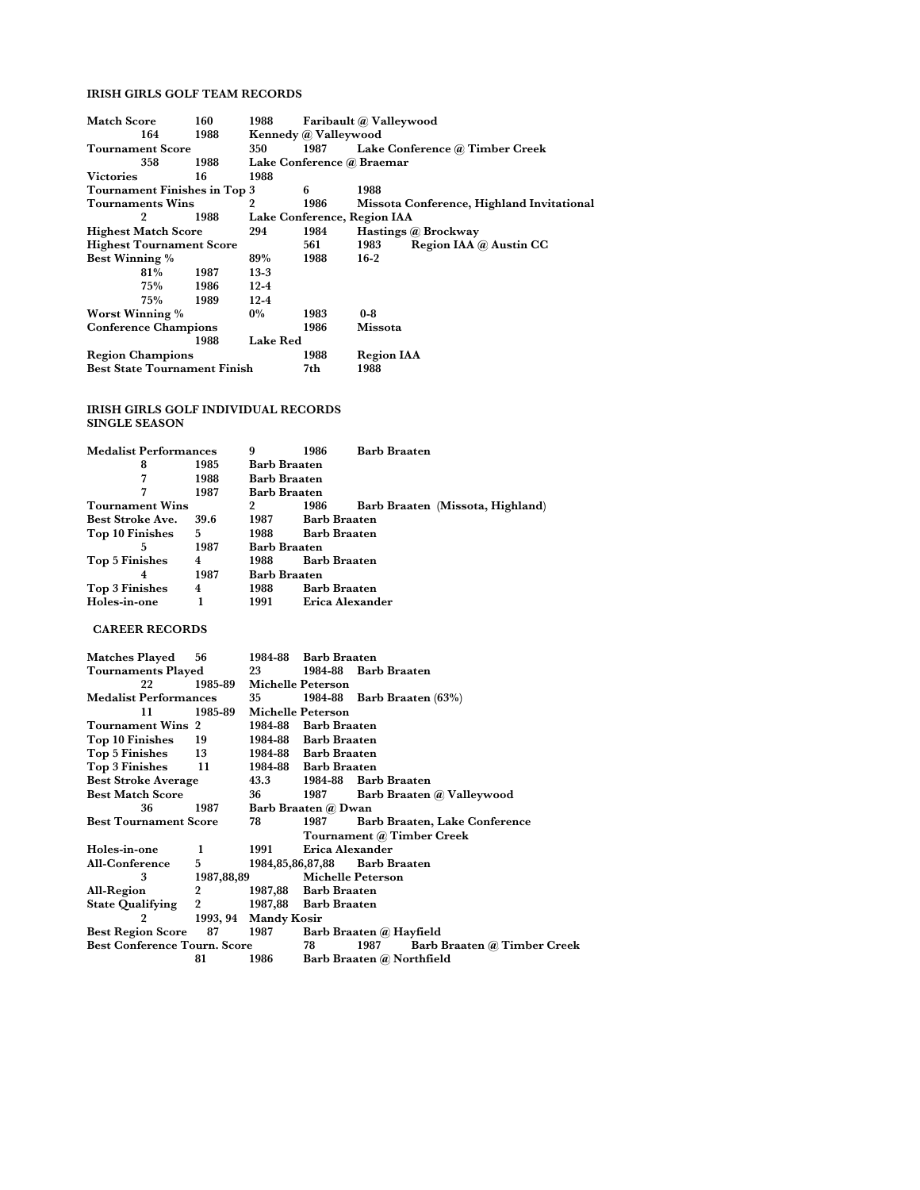**IRISH GIRLS GOLF TEAM RECORDS**

| | | | | |
|---|---|---|---|---|
| **Match Score** | **160** | **1988** | **Faribault @ Valleywood** | |
| **164** | **1988** | **Kennedy @ Valleywood** | | |
| **Tournament Score** | | **350** | **1987** | **Lake Conference @ Timber Creek** |
| **358** | **1988** | **Lake Conference @ Braemar** | | |
| **Victories** | **16** | **1988** | | |
| **Tournament Finishes in Top 3** | | | **6** | **1988** |
| **Tournaments Wins** | | **2** | **1986** | **Missota Conference, Highland Invitational** |
| **2** | **1988** | **Lake Conference, Region IAA** | | |
| **Highest Match Score** | | **294** | **1984** | **Hastings @ Brockway** |
| **Highest Tournament Score** | | | **561** | **1983 Region IAA @ Austin CC** |
| **Best Winning %** | | **89%** | **1988** | **16-2** |
| **81%** | **1987** | **13-3** | | |
| **75%** | **1986** | **12-4** | | |
| **75%** | **1989** | **12-4** | | |
| **Worst Winning %** | | **0%** | **1983** | **0-8** |
| **Conference Champions** | | | **1986** | **Missota** |
| | **1988** | **Lake Red** | | |
| **Region Champions** | | | **1988** | **Region IAA** |
| **Best State Tournament Finish** | | | **7th** | **1988** |

**IRISH GIRLS GOLF INDIVIDUAL RECORDS**
**SINGLE SEASON**

| | | | | |
|---|---|---|---|---|
| **Medalist Performances** | | **9** | **1986** | **Barb Braaten** |
| **8** | **1985** | **Barb Braaten** | | |
| **7** | **1988** | **Barb Braaten** | | |
| **7** | **1987** | **Barb Braaten** | | |
| **Tournament Wins** | | **2** | **1986** | **Barb Braaten (Missota, Highland)** |
| **Best Stroke Ave.** | **39.6** | **1987** | **Barb Braaten** | |
| **Top 10 Finishes** | **5** | **1988** | **Barb Braaten** | |
| **5** | **1987** | **Barb Braaten** | | |
| **Top 5 Finishes** | **4** | **1988** | **Barb Braaten** | |
| **4** | **1987** | **Barb Braaten** | | |
| **Top 3 Finishes** | **4** | **1988** | **Barb Braaten** | |
| **Holes-in-one** | **1** | **1991** | **Erica Alexander** | |

**CAREER RECORDS**

| | | | | |
|---|---|---|---|---|
| **Matches Played** | **56** | **1984-88** | **Barb Braaten** | |
| **Tournaments Played** | | **23** | **1984-88** | **Barb Braaten** |
| **22** | **1985-89** | **Michelle Peterson** | | |
| **Medalist Performances** | | **35** | **1984-88** | **Barb Braaten (63%)** |
| **11** | **1985-89** | **Michelle Peterson** | | |
| **Tournament Wins** | **2** | **1984-88** | **Barb Braaten** | |
| **Top 10 Finishes** | **19** | **1984-88** | **Barb Braaten** | |
| **Top 5 Finishes** | **13** | **1984-88** | **Barb Braaten** | |
| **Top 3 Finishes** | **11** | **1984-88** | **Barb Braaten** | |
| **Best Stroke Average** | | **43.3** | **1984-88** | **Barb Braaten** |
| **Best Match Score** | | **36** | **1987** | **Barb Braaten @ Valleywood** |
| **36** | **1987** | **Barb Braaten @ Dwan** | | |
| **Best Tournament Score** | | **78** | **1987** | **Barb Braaten, Lake Conference Tournament @ Timber Creek** |
| **Holes-in-one** | **1** | **1991** | **Erica Alexander** | |
| **All-Conference** | **5** | **1984,85,86,87,88** | | **Barb Braaten** |
| **3** | **1987,88,89** | | **Michelle Peterson** | |
| **All-Region** | **2** | **1987,88** | **Barb Braaten** | |
| **State Qualifying** | **2** | **1987,88** | **Barb Braaten** | |
| **2** | **1993, 94** | **Mandy Kosir** | | |
| **Best Region Score** | **87** | **1987** | **Barb Braaten @ Hayfield** | |
| **Best Conference Tourn. Score** | | | **78** | **1987 Barb Braaten @ Timber Creek** |
| | **81** | **1986** | **Barb Braaten @ Northfield** | |